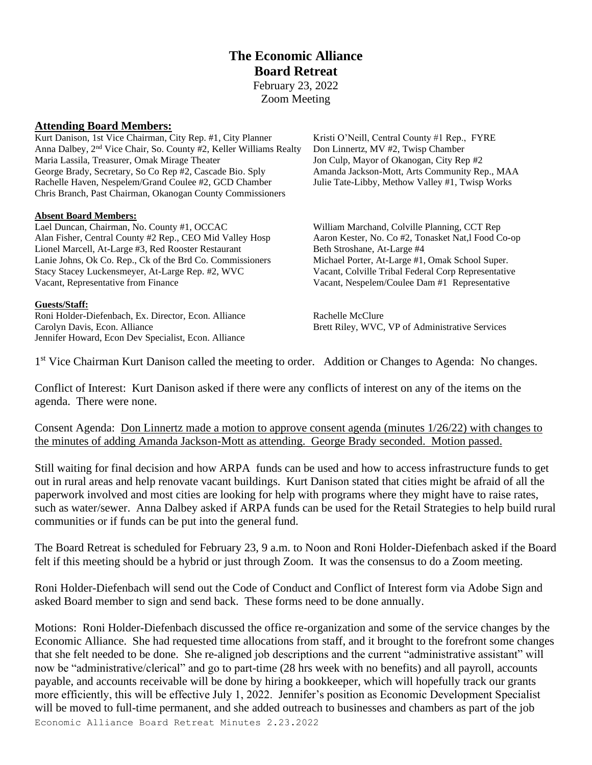# The Economic Alliance
## Board Retreat

February 23, 2022
Zoom Meeting

### Attending Board Members:

Kurt Danison, 1st Vice Chairman, City Rep. #1, City Planner
Anna Dalbey, 2nd Vice Chair, So. County #2, Keller Williams Realty
Maria Lassila, Treasurer, Omak Mirage Theater
George Brady, Secretary, So Co Rep #2, Cascade Bio. Sply
Rachelle Haven, Nespelem/Grand Coulee #2, GCD Chamber
Chris Branch, Past Chairman, Okanogan County Commissioners
Kristi O'Neill, Central County #1 Rep., FYRE
Don Linnertz, MV #2, Twisp Chamber
Jon Culp, Mayor of Okanogan, City Rep #2
Amanda Jackson-Mott, Arts Community Rep., MAA
Julie Tate-Libby, Methow Valley #1, Twisp Works

**Absent Board Members:**

Lael Duncan, Chairman, No. County #1, OCCAC
Alan Fisher, Central County #2 Rep., CEO Mid Valley Hosp
Lionel Marcell, At-Large #3, Red Rooster Restaurant
Lanie Johns, Ok Co. Rep., Ck of the Brd Co. Commissioners
Stacy Stacey Luckensmeyer, At-Large Rep. #2, WVC
Vacant, Representative from Finance
William Marchand, Colville Planning, CCT Rep
Aaron Kester, No. Co #2, Tonasket Nat,l Food Co-op
Beth Stroshane, At-Large #4
Michael Porter, At-Large #1, Omak School Super.
Vacant, Colville Tribal Federal Corp Representative
Vacant, Nespelem/Coulee Dam #1 Representative

**Guests/Staff:**

Roni Holder-Diefenbach, Ex. Director, Econ. Alliance
Carolyn Davis, Econ. Alliance
Jennifer Howard, Econ Dev Specialist, Econ. Alliance
Rachelle McClure
Brett Riley, WVC, VP of Administrative Services

1st Vice Chairman Kurt Danison called the meeting to order. Addition or Changes to Agenda: No changes.

Conflict of Interest: Kurt Danison asked if there were any conflicts of interest on any of the items on the agenda. There were none.

Consent Agenda: Don Linnertz made a motion to approve consent agenda (minutes 1/26/22) with changes to the minutes of adding Amanda Jackson-Mott as attending. George Brady seconded. Motion passed.

Still waiting for final decision and how ARPA funds can be used and how to access infrastructure funds to get out in rural areas and help renovate vacant buildings. Kurt Danison stated that cities might be afraid of all the paperwork involved and most cities are looking for help with programs where they might have to raise rates, such as water/sewer. Anna Dalbey asked if ARPA funds can be used for the Retail Strategies to help build rural communities or if funds can be put into the general fund.

The Board Retreat is scheduled for February 23, 9 a.m. to Noon and Roni Holder-Diefenbach asked if the Board felt if this meeting should be a hybrid or just through Zoom. It was the consensus to do a Zoom meeting.

Roni Holder-Diefenbach will send out the Code of Conduct and Conflict of Interest form via Adobe Sign and asked Board member to sign and send back. These forms need to be done annually.

Motions: Roni Holder-Diefenbach discussed the office re-organization and some of the service changes by the Economic Alliance. She had requested time allocations from staff, and it brought to the forefront some changes that she felt needed to be done. She re-aligned job descriptions and the current "administrative assistant" will now be "administrative/clerical" and go to part-time (28 hrs week with no benefits) and all payroll, accounts payable, and accounts receivable will be done by hiring a bookkeeper, which will hopefully track our grants more efficiently, this will be effective July 1, 2022. Jennifer's position as Economic Development Specialist will be moved to full-time permanent, and she added outreach to businesses and chambers as part of the job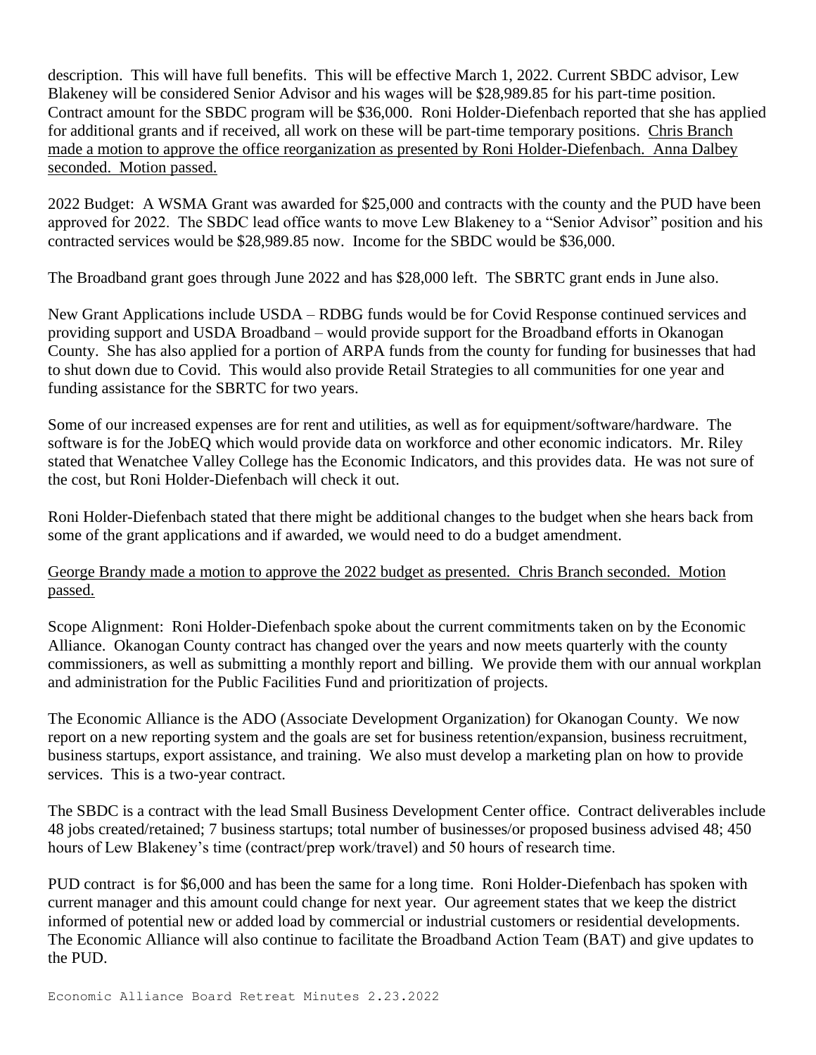description. This will have full benefits. This will be effective March 1, 2022. Current SBDC advisor, Lew Blakeney will be considered Senior Advisor and his wages will be $28,989.85 for his part-time position. Contract amount for the SBDC program will be $36,000. Roni Holder-Diefenbach reported that she has applied for additional grants and if received, all work on these will be part-time temporary positions. <u>Chris Branch made a motion to approve the office reorganization as presented by Roni Holder-Diefenbach. Anna Dalbey seconded. Motion passed.</u>

2022 Budget: A WSMA Grant was awarded for $25,000 and contracts with the county and the PUD have been approved for 2022. The SBDC lead office wants to move Lew Blakeney to a "Senior Advisor" position and his contracted services would be $28,989.85 now. Income for the SBDC would be $36,000.

The Broadband grant goes through June 2022 and has $28,000 left. The SBRTC grant ends in June also.

New Grant Applications include USDA – RDBG funds would be for Covid Response continued services and providing support and USDA Broadband – would provide support for the Broadband efforts in Okanogan County. She has also applied for a portion of ARPA funds from the county for funding for businesses that had to shut down due to Covid. This would also provide Retail Strategies to all communities for one year and funding assistance for the SBRTC for two years.

Some of our increased expenses are for rent and utilities, as well as for equipment/software/hardware. The software is for the JobEQ which would provide data on workforce and other economic indicators. Mr. Riley stated that Wenatchee Valley College has the Economic Indicators, and this provides data. He was not sure of the cost, but Roni Holder-Diefenbach will check it out.

Roni Holder-Diefenbach stated that there might be additional changes to the budget when she hears back from some of the grant applications and if awarded, we would need to do a budget amendment.

<u>George Brandy made a motion to approve the 2022 budget as presented. Chris Branch seconded. Motion passed.</u>

Scope Alignment: Roni Holder-Diefenbach spoke about the current commitments taken on by the Economic Alliance. Okanogan County contract has changed over the years and now meets quarterly with the county commissioners, as well as submitting a monthly report and billing. We provide them with our annual workplan and administration for the Public Facilities Fund and prioritization of projects.

The Economic Alliance is the ADO (Associate Development Organization) for Okanogan County. We now report on a new reporting system and the goals are set for business retention/expansion, business recruitment, business startups, export assistance, and training. We also must develop a marketing plan on how to provide services. This is a two-year contract.

The SBDC is a contract with the lead Small Business Development Center office. Contract deliverables include 48 jobs created/retained; 7 business startups; total number of businesses/or proposed business advised 48; 450 hours of Lew Blakeney's time (contract/prep work/travel) and 50 hours of research time.

PUD contract is for $6,000 and has been the same for a long time. Roni Holder-Diefenbach has spoken with current manager and this amount could change for next year. Our agreement states that we keep the district informed of potential new or added load by commercial or industrial customers or residential developments. The Economic Alliance will also continue to facilitate the Broadband Action Team (BAT) and give updates to the PUD.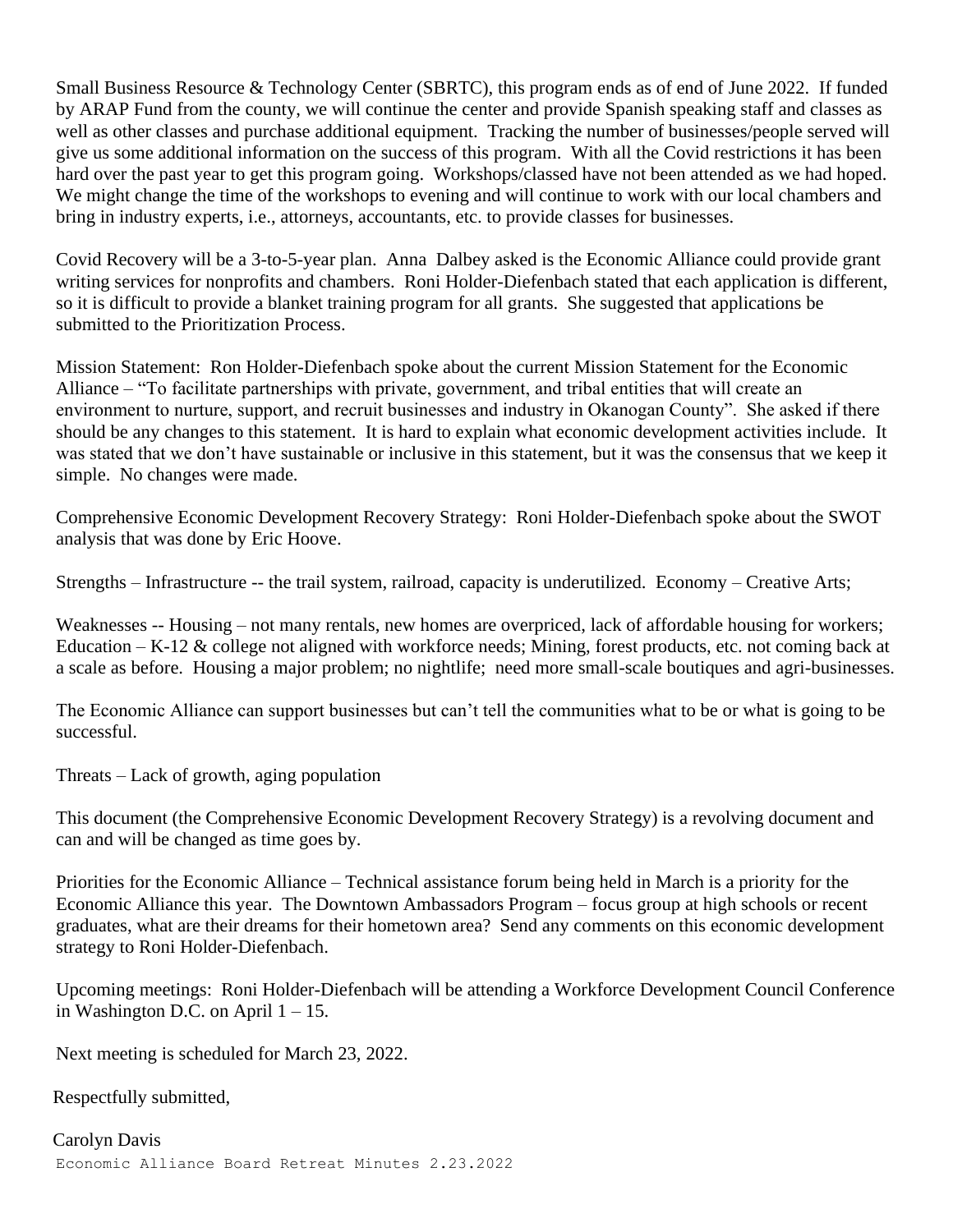Small Business Resource & Technology Center (SBRTC), this program ends as of end of June 2022. If funded by ARAP Fund from the county, we will continue the center and provide Spanish speaking staff and classes as well as other classes and purchase additional equipment. Tracking the number of businesses/people served will give us some additional information on the success of this program. With all the Covid restrictions it has been hard over the past year to get this program going. Workshops/classed have not been attended as we had hoped. We might change the time of the workshops to evening and will continue to work with our local chambers and bring in industry experts, i.e., attorneys, accountants, etc. to provide classes for businesses.

Covid Recovery will be a 3-to-5-year plan. Anna Dalbey asked is the Economic Alliance could provide grant writing services for nonprofits and chambers. Roni Holder-Diefenbach stated that each application is different, so it is difficult to provide a blanket training program for all grants. She suggested that applications be submitted to the Prioritization Process.

Mission Statement: Ron Holder-Diefenbach spoke about the current Mission Statement for the Economic Alliance – "To facilitate partnerships with private, government, and tribal entities that will create an environment to nurture, support, and recruit businesses and industry in Okanogan County". She asked if there should be any changes to this statement. It is hard to explain what economic development activities include. It was stated that we don't have sustainable or inclusive in this statement, but it was the consensus that we keep it simple. No changes were made.

Comprehensive Economic Development Recovery Strategy: Roni Holder-Diefenbach spoke about the SWOT analysis that was done by Eric Hoove.

Strengths – Infrastructure -- the trail system, railroad, capacity is underutilized. Economy – Creative Arts;

Weaknesses -- Housing – not many rentals, new homes are overpriced, lack of affordable housing for workers; Education – K-12 & college not aligned with workforce needs; Mining, forest products, etc. not coming back at a scale as before. Housing a major problem; no nightlife; need more small-scale boutiques and agri-businesses.

The Economic Alliance can support businesses but can't tell the communities what to be or what is going to be successful.

Threats – Lack of growth, aging population

This document (the Comprehensive Economic Development Recovery Strategy) is a revolving document and can and will be changed as time goes by.

Priorities for the Economic Alliance – Technical assistance forum being held in March is a priority for the Economic Alliance this year. The Downtown Ambassadors Program – focus group at high schools or recent graduates, what are their dreams for their hometown area? Send any comments on this economic development strategy to Roni Holder-Diefenbach.

Upcoming meetings: Roni Holder-Diefenbach will be attending a Workforce Development Council Conference in Washington D.C. on April 1 – 15.

Next meeting is scheduled for March 23, 2022.

Respectfully submitted,

Carolyn Davis